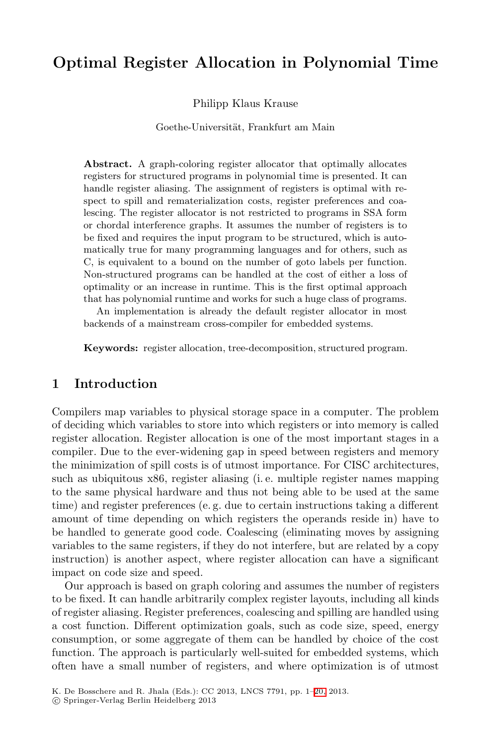# Optimal Register Allocation in Polynomial Time

Philipp Klaus Krause

Goethe-Universität, Frankfurt am Main

**Abstract.** A graph-coloring register allocator that optimally allocates registers for structured programs in polynomial time is presented. It can handle register aliasing. The assignment of registers is optimal with respect to spill and rematerialization costs, register preferences and coalescing. The register allocator is not restricted to programs in SSA form or chordal interference graphs. It assumes the number of registers is to be fixed and requires the input program to be structured, which is automatically true for many programming languages and for others, such as C, is equivalent to a bound on the number of goto labels per function. Non-structured programs can be handled at the cost of either a loss of optimality or an increase in runtime. This is the first optimal approach that has polynomial runtime and works for such a huge class of programs.

An implementation is already the default register allocator in most backends of a mainstream cross-compiler for embedded systems.

**Keywords:** register allocation, tree-decomposition, structured program.

## 1 Introduction

Compilers map variables to physical storage space in a computer. The problem of deciding which variables to store into which registers or into memory is called register allocation. Register allocation is one of the most important stages in a compiler. Due to the ever-widening gap in speed between registers and memory the minimization of spill costs is of utmost importance. For CISC architectures, such as ubiquitous x86, register aliasing (i. e. multiple register names mapping to the same physical hardware and thus not being able to be used at the same time) and register preferences (e. g. due to certain instructions taking a different amount of time depending on which registers the operands reside in) have to be handled to generate good code. Coalescing (eliminating moves by assigning variables to the same registers, if they do not interfere, but are related by a copy instruction) is another aspect, where register allocation can have a significant impact on code size and speed.

Our approach is based on graph coloring and assumes the number of registers to be fixed. It can handle arbitrarily complex register layouts, including all kinds of register aliasing. Register preferences, coalescing and spilling are handled using a cost function. Different optimization goals, such as code size, speed, energy consumption, or some aggregate of them can be handled by choice of the cost function. The approach is particularly well-suited for embedded systems, which often have a small number of registers, and where optimization is of utmost

K. De Bosschere and R. Jhala (Eds.): CC 2013, LNCS 7791, pp. 1–20, 2013.
© Springer-Verlag Berlin Heidelberg 2013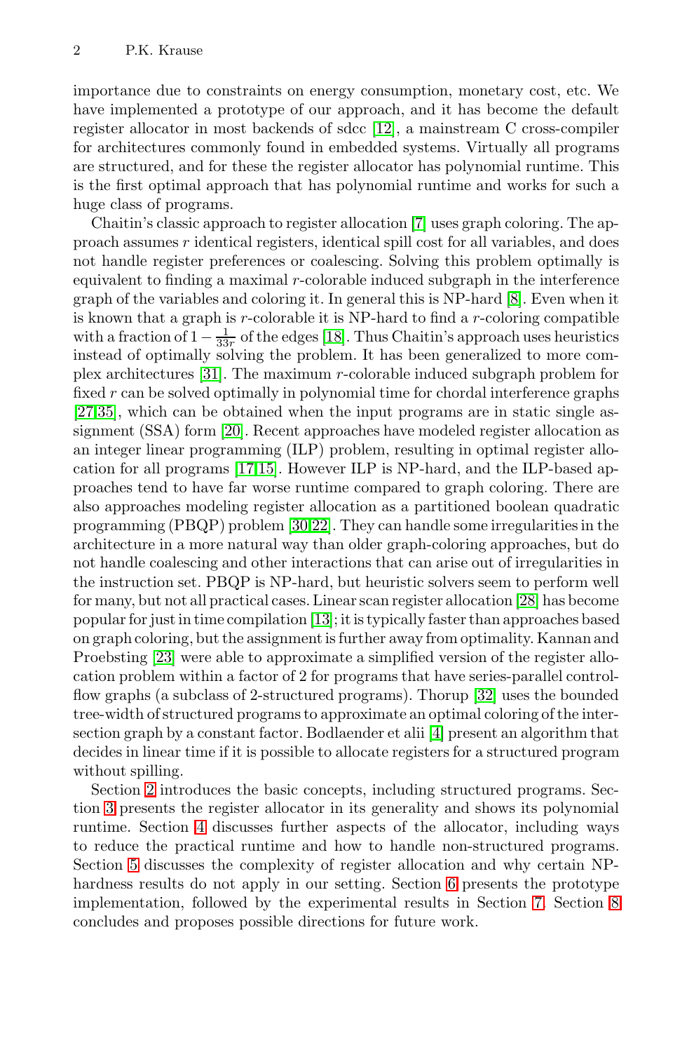importance due to constraints on energy consumption, monetary cost, etc. We have implemented a prototype of our approach, and it has become the default register allocator in most backends of sdcc [12], a mainstream C cross-compiler for architectures commonly found in embedded systems. Virtually all programs are structured, and for these the register allocator has polynomial runtime. This is the first optimal approach that has polynomial runtime and works for such a huge class of programs.

Chaitin's classic approach to register allocation [7] uses graph coloring. The approach assumes $r$ identical registers, identical spill cost for all variables, and does not handle register preferences or coalescing. Solving this problem optimally is equivalent to finding a maximal $r$-colorable induced subgraph in the interference graph of the variables and coloring it. In general this is NP-hard [8]. Even when it is known that a graph is $r$-colorable it is NP-hard to find a $r$-coloring compatible with a fraction of $1 - \frac{1}{33r}$ of the edges [18]. Thus Chaitin's approach uses heuristics instead of optimally solving the problem. It has been generalized to more complex architectures [31]. The maximum $r$-colorable induced subgraph problem for fixed $r$ can be solved optimally in polynomial time for chordal interference graphs [27,35], which can be obtained when the input programs are in static single assignment (SSA) form [20]. Recent approaches have modeled register allocation as an integer linear programming (ILP) problem, resulting in optimal register allocation for all programs [17,15]. However ILP is NP-hard, and the ILP-based approaches tend to have far worse runtime compared to graph coloring. There are also approaches modeling register allocation as a partitioned boolean quadratic programming (PBQP) problem [30,22]. They can handle some irregularities in the architecture in a more natural way than older graph-coloring approaches, but do not handle coalescing and other interactions that can arise out of irregularities in the instruction set. PBQP is NP-hard, but heuristic solvers seem to perform well for many, but not all practical cases. Linear scan register allocation [28] has become popular for just in time compilation [13]; it is typically faster than approaches based on graph coloring, but the assignment is further away from optimality. Kannan and Proebsting [23] were able to approximate a simplified version of the register allocation problem within a factor of 2 for programs that have series-parallel control-flow graphs (a subclass of 2-structured programs). Thorup [32] uses the bounded tree-width of structured programs to approximate an optimal coloring of the intersection graph by a constant factor. Bodlaender et alii [4] present an algorithm that decides in linear time if it is possible to allocate registers for a structured program without spilling.

Section 2 introduces the basic concepts, including structured programs. Section 3 presents the register allocator in its generality and shows its polynomial runtime. Section 4 discusses further aspects of the allocator, including ways to reduce the practical runtime and how to handle non-structured programs. Section 5 discusses the complexity of register allocation and why certain NP-hardness results do not apply in our setting. Section 6 presents the prototype implementation, followed by the experimental results in Section 7. Section 8 concludes and proposes possible directions for future work.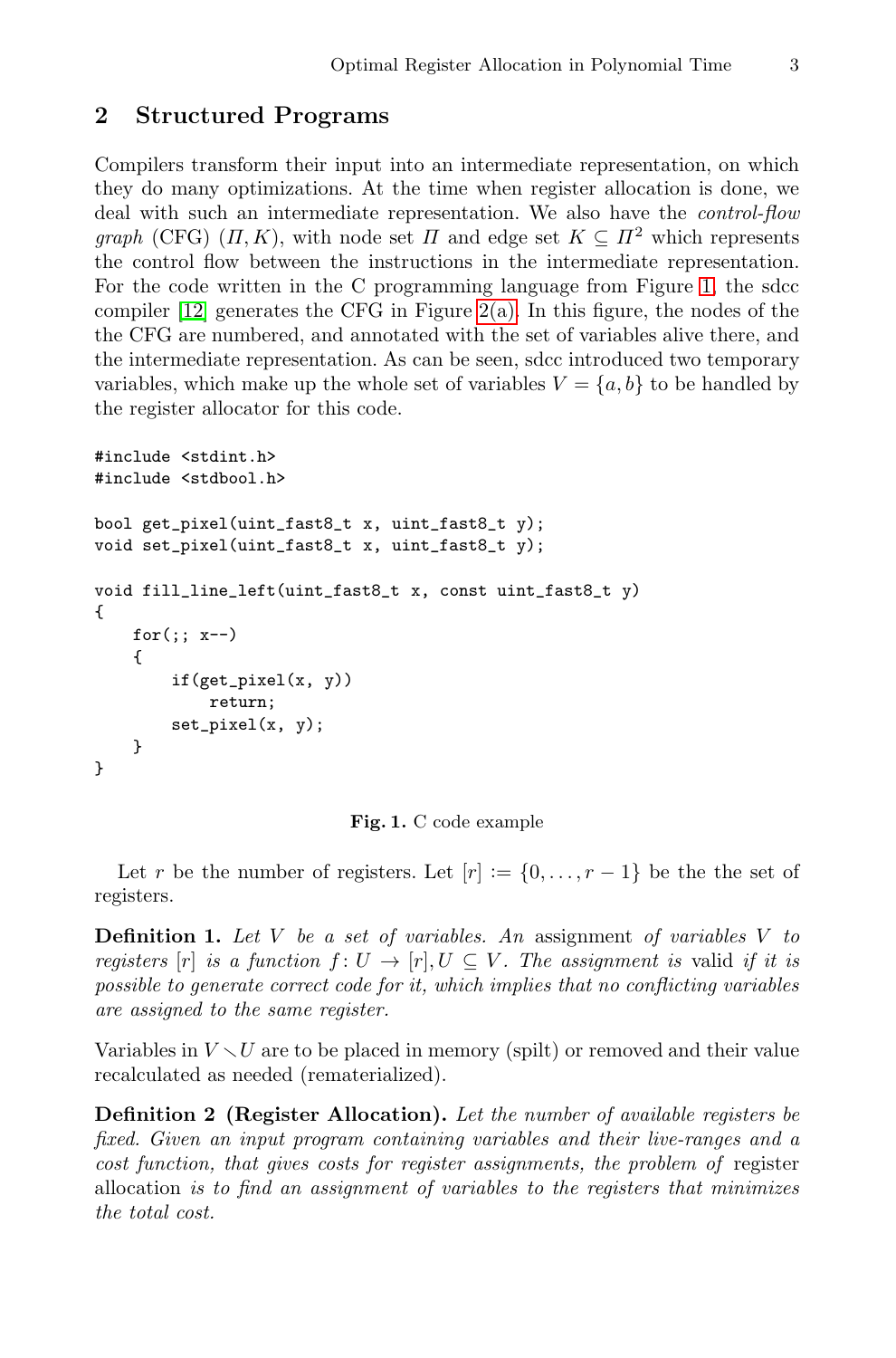## 2 Structured Programs

Compilers transform their input into an intermediate representation, on which they do many optimizations. At the time when register allocation is done, we deal with such an intermediate representation. We also have the *control-flow graph* (CFG) $(\Pi, K)$, with node set $\Pi$ and edge set $K \subseteq \Pi^2$ which represents the control flow between the instructions in the intermediate representation. For the code written in the C programming language from Figure 1, the sdcc compiler [12] generates the CFG in Figure 2(a). In this figure, the nodes of the the CFG are numbered, and annotated with the set of variables alive there, and the intermediate representation. As can be seen, sdcc introduced two temporary variables, which make up the whole set of variables $V = \{a, b\}$ to be handled by the register allocator for this code.

```
#include <stdint.h>
#include <stdbool.h>

bool get_pixel(uint_fast8_t x, uint_fast8_t y);
void set_pixel(uint_fast8_t x, uint_fast8_t y);

void fill_line_left(uint_fast8_t x, const uint_fast8_t y)
{
    for(;; x--)
    {
        if(get_pixel(x, y))
            return;
        set_pixel(x, y);
    }
}
```

**Fig. 1.** C code example

Let $r$ be the number of registers. Let $[r] := \{0, \ldots, r-1\}$ be the the set of registers.

**Definition 1.** *Let $V$ be a set of variables. An* assignment *of variables $V$ to registers $[r]$ is a function $f : U \to [r], U \subseteq V$. The assignment is* valid *if it is possible to generate correct code for it, which implies that no conflicting variables are assigned to the same register.*

Variables in $V \setminus U$ are to be placed in memory (spilt) or removed and their value recalculated as needed (rematerialized).

**Definition 2 (Register Allocation).** *Let the number of available registers be fixed. Given an input program containing variables and their live-ranges and a cost function, that gives costs for register assignments, the problem of* register allocation *is to find an assignment of variables to the registers that minimizes the total cost.*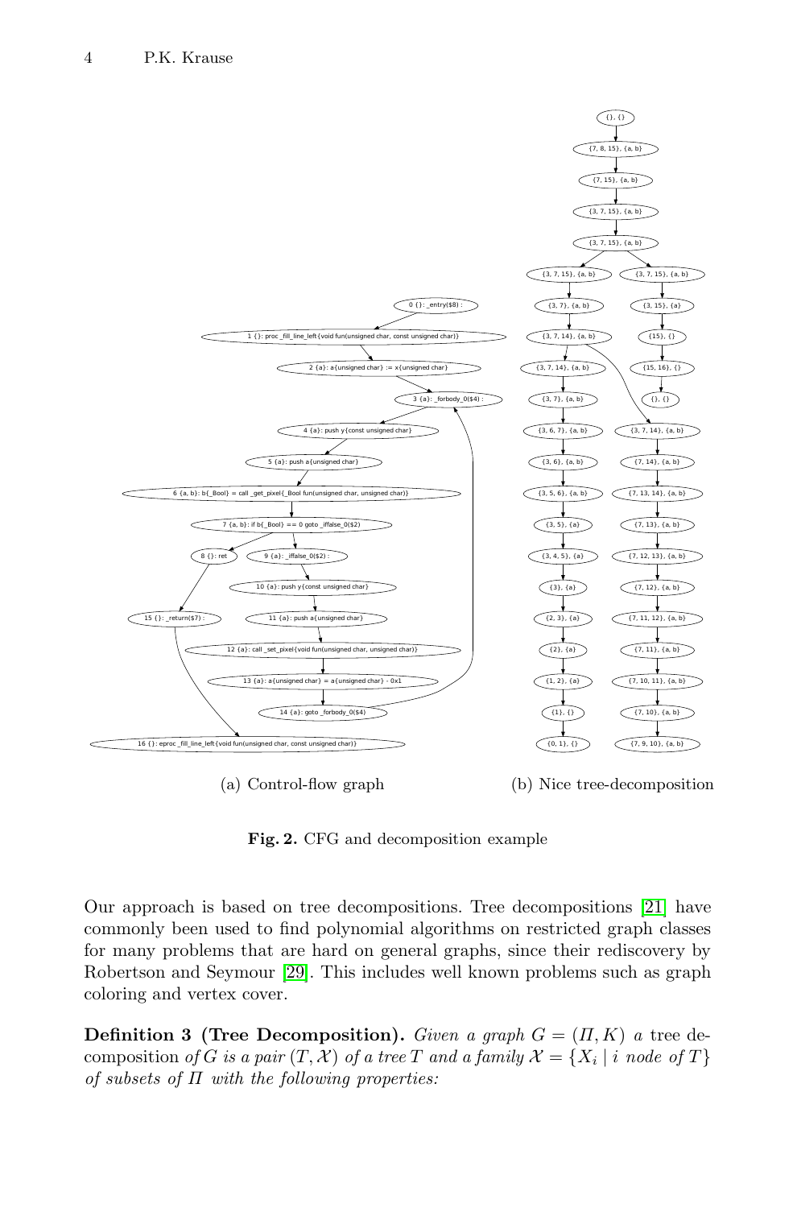(a) Control-flow graph

(b) Nice tree-decomposition

**Fig. 2.** CFG and decomposition example

Our approach is based on tree decompositions. Tree decompositions [21] have commonly been used to find polynomial algorithms on restricted graph classes for many problems that are hard on general graphs, since their rediscovery by Robertson and Seymour [29]. This includes well known problems such as graph coloring and vertex cover.

**Definition 3 (Tree Decomposition).** *Given a graph $G = (\Pi, K)$ a* tree decomposition *of $G$ is a pair $(T, \mathcal{X})$ of a tree $T$ and a family $\mathcal{X} = \{X_i \mid i \text{ node of } T\}$ of subsets of $\Pi$ with the following properties:*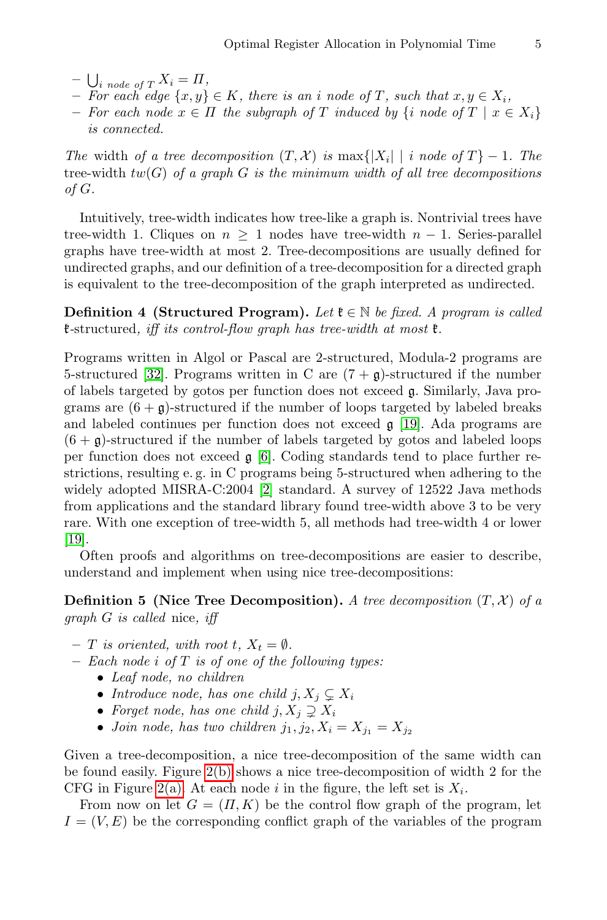- $\bigcup_{i \text{ node of } T} X_i = \Pi$,
- *For each edge* $\{x, y\} \in K$, *there is an* $i$ *node of* $T$, *such that* $x, y \in X_i$,
- *For each node* $x \in \Pi$ *the subgraph of* $T$ *induced by* $\{i \text{ node of } T \mid x \in X_i\}$ *is connected.*

*The* width *of a tree decomposition* $(T, \mathcal{X})$ *is* $\max\{|X_i| \mid i \text{ node of } T\} - 1$. *The* tree-width $tw(G)$ *of a graph* $G$ *is the minimum width of all tree decompositions of* $G$.

Intuitively, tree-width indicates how tree-like a graph is. Nontrivial trees have tree-width 1. Cliques on $n \geq 1$ nodes have tree-width $n - 1$. Series-parallel graphs have tree-width at most 2. Tree-decompositions are usually defined for undirected graphs, and our definition of a tree-decomposition for a directed graph is equivalent to the tree-decomposition of the graph interpreted as undirected.

**Definition 4 (Structured Program).** *Let* $\mathfrak{k} \in \mathbb{N}$ *be fixed. A program is called* $\mathfrak{k}$-structured, *iff its control-flow graph has tree-width at most* $\mathfrak{k}$.

Programs written in Algol or Pascal are 2-structured, Modula-2 programs are 5-structured [32]. Programs written in C are $(7 + \mathfrak{g})$-structured if the number of labels targeted by gotos per function does not exceed $\mathfrak{g}$. Similarly, Java programs are $(6 + \mathfrak{g})$-structured if the number of loops targeted by labeled breaks and labeled continues per function does not exceed $\mathfrak{g}$ [19]. Ada programs are $(6 + \mathfrak{g})$-structured if the number of labels targeted by gotos and labeled loops per function does not exceed $\mathfrak{g}$ [6]. Coding standards tend to place further restrictions, resulting e. g. in C programs being 5-structured when adhering to the widely adopted MISRA-C:2004 [2] standard. A survey of 12522 Java methods from applications and the standard library found tree-width above 3 to be very rare. With one exception of tree-width 5, all methods had tree-width 4 or lower [19].

Often proofs and algorithms on tree-decompositions are easier to describe, understand and implement when using nice tree-decompositions:

**Definition 5 (Nice Tree Decomposition).** *A tree decomposition* $(T, \mathcal{X})$ *of a graph* $G$ *is called* nice, *iff*

- $T$ *is oriented, with root* $t$, $X_t = \emptyset$.
- *Each node* $i$ *of* $T$ *is of one of the following types:*
  - *Leaf node, no children*
  - *Introduce node, has one child* $j, X_j \subsetneq X_i$
  - *Forget node, has one child* $j, X_j \supsetneq X_i$
  - *Join node, has two children* $j_1, j_2, X_i = X_{j_1} = X_{j_2}$

Given a tree-decomposition, a nice tree-decomposition of the same width can be found easily. Figure 2(b) shows a nice tree-decomposition of width 2 for the CFG in Figure 2(a). At each node $i$ in the figure, the left set is $X_i$.

From now on let $G = (\Pi, K)$ be the control flow graph of the program, let $I = (V, E)$ be the corresponding conflict graph of the variables of the program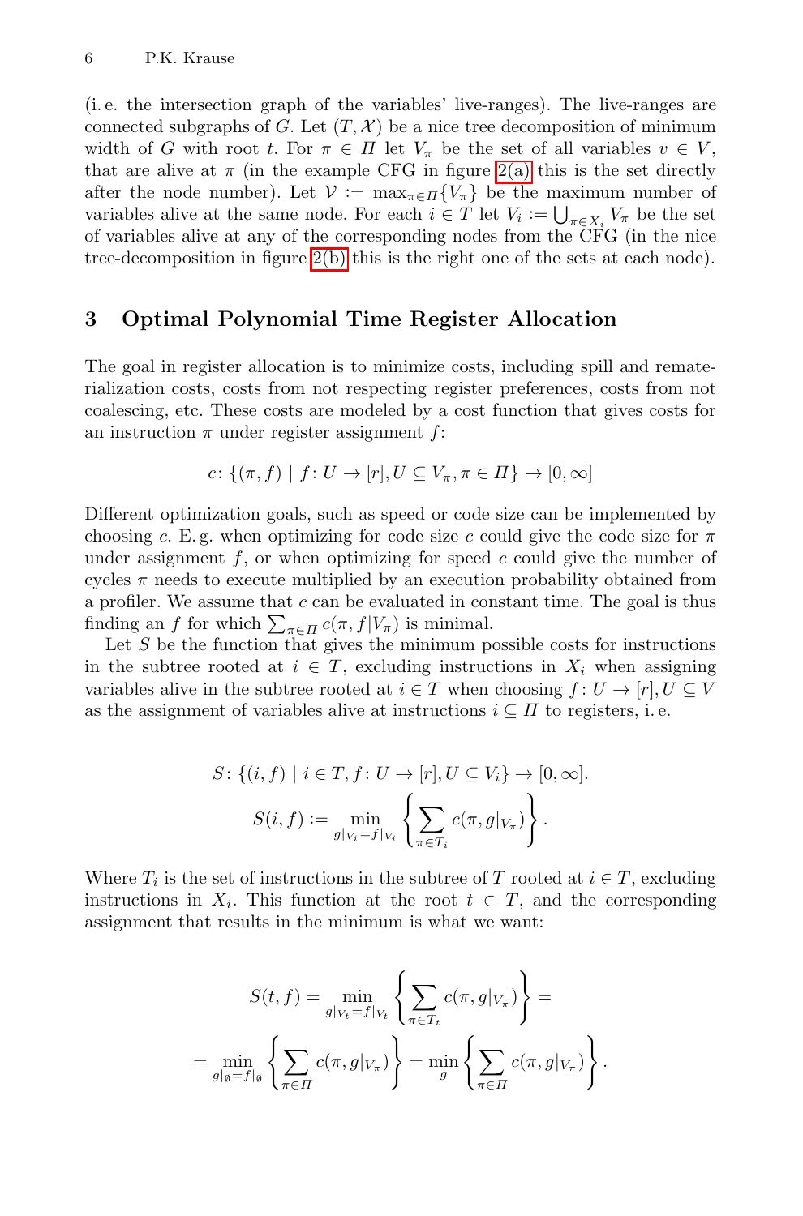(i. e. the intersection graph of the variables' live-ranges). The live-ranges are connected subgraphs of $G$. Let $(T, \mathcal{X})$ be a nice tree decomposition of minimum width of $G$ with root $t$. For $\pi \in \Pi$ let $V_\pi$ be the set of all variables $v \in V$, that are alive at $\pi$ (in the example CFG in figure 2(a) this is the set directly after the node number). Let $\mathcal{V} := \max_{\pi \in \Pi}\{V_\pi\}$ be the maximum number of variables alive at the same node. For each $i \in T$ let $V_i := \bigcup_{\pi \in X_i} V_\pi$ be the set of variables alive at any of the corresponding nodes from the CFG (in the nice tree-decomposition in figure 2(b) this is the right one of the sets at each node).

## 3 Optimal Polynomial Time Register Allocation

The goal in register allocation is to minimize costs, including spill and rematerialization costs, costs from not respecting register preferences, costs from not coalescing, etc. These costs are modeled by a cost function that gives costs for an instruction $\pi$ under register assignment $f$:

$$c \colon \{(\pi, f) \mid f \colon U \to [r], U \subseteq V_\pi, \pi \in \Pi\} \to [0, \infty]$$

Different optimization goals, such as speed or code size can be implemented by choosing $c$. E. g. when optimizing for code size $c$ could give the code size for $\pi$ under assignment $f$, or when optimizing for speed $c$ could give the number of cycles $\pi$ needs to execute multiplied by an execution probability obtained from a profiler. We assume that $c$ can be evaluated in constant time. The goal is thus finding an $f$ for which $\sum_{\pi \in \Pi} c(\pi, f|V_\pi)$ is minimal.

Let $S$ be the function that gives the minimum possible costs for instructions in the subtree rooted at $i \in T$, excluding instructions in $X_i$ when assigning variables alive in the subtree rooted at $i \in T$ when choosing $f \colon U \to [r], U \subseteq V$ as the assignment of variables alive at instructions $i \subseteq \Pi$ to registers, i. e.

$$S \colon \{(i, f) \mid i \in T, f \colon U \to [r], U \subseteq V_i\} \to [0, \infty].$$

$$S(i, f) := \min_{g|_{V_i} = f|_{V_i}} \left\{ \sum_{\pi \in T_i} c(\pi, g|_{V_\pi}) \right\}.$$

Where $T_i$ is the set of instructions in the subtree of $T$ rooted at $i \in T$, excluding instructions in $X_i$. This function at the root $t \in T$, and the corresponding assignment that results in the minimum is what we want:

$$S(t, f) = \min_{g|_{V_t} = f|_{V_t}} \left\{ \sum_{\pi \in T_t} c(\pi, g|_{V_\pi}) \right\} =$$

$$= \min_{g|_\emptyset = f|_\emptyset} \left\{ \sum_{\pi \in \Pi} c(\pi, g|_{V_\pi}) \right\} = \min_{g} \left\{ \sum_{\pi \in \Pi} c(\pi, g|_{V_\pi}) \right\}.$$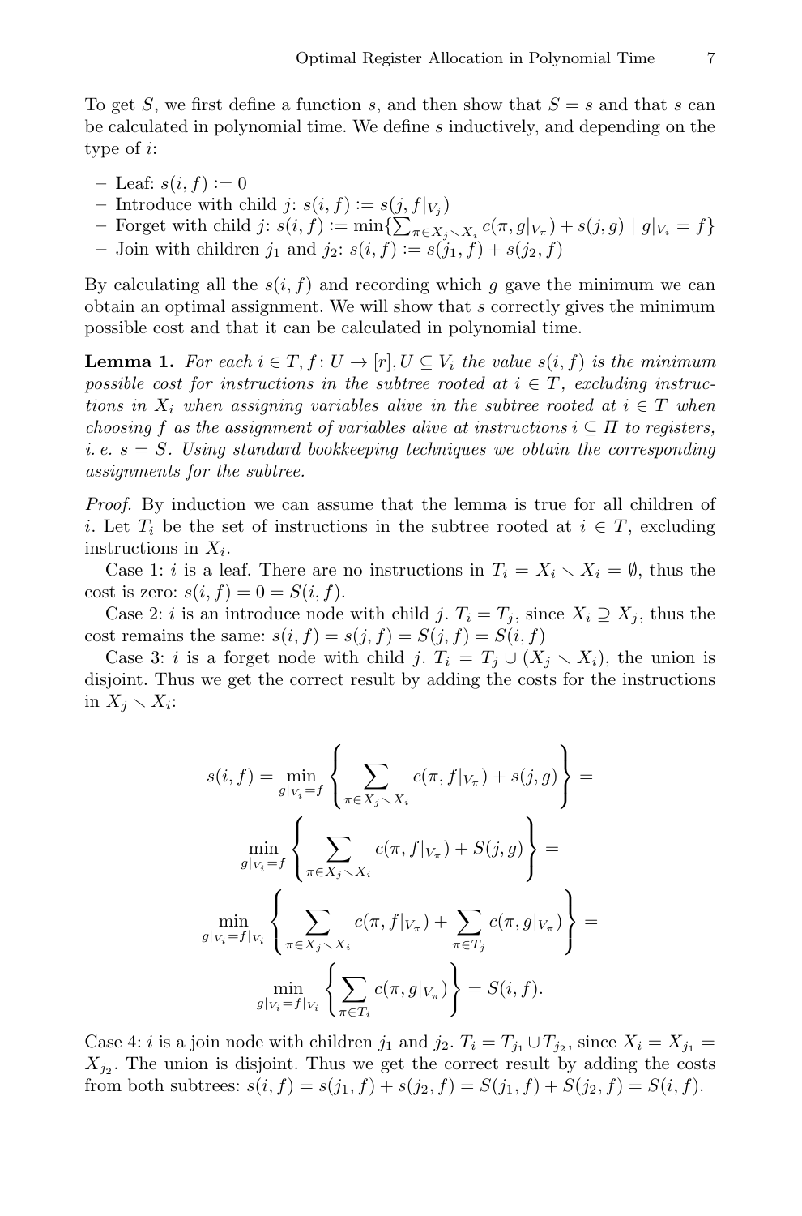To get $S$, we first define a function $s$, and then show that $S = s$ and that $s$ can be calculated in polynomial time. We define $s$ inductively, and depending on the type of $i$:

- Leaf: $s(i, f) := 0$
- Introduce with child $j$: $s(i, f) := s(j, f|_{V_j})$
- Forget with child $j$: $s(i, f) := \min\{\sum_{\pi \in X_j \setminus X_i} c(\pi, g|_{V_\pi}) + s(j, g) \mid g|_{V_i} = f\}$
- Join with children $j_1$ and $j_2$: $s(i, f) := s(j_1, f) + s(j_2, f)$

By calculating all the $s(i, f)$ and recording which $g$ gave the minimum we can obtain an optimal assignment. We will show that $s$ correctly gives the minimum possible cost and that it can be calculated in polynomial time.

**Lemma 1.** *For each $i \in T, f \colon U \to [r], U \subseteq V_i$ the value $s(i, f)$ is the minimum possible cost for instructions in the subtree rooted at $i \in T$, excluding instructions in $X_i$ when assigning variables alive in the subtree rooted at $i \in T$ when choosing $f$ as the assignment of variables alive at instructions $i \subseteq \Pi$ to registers, i. e. $s = S$. Using standard bookkeeping techniques we obtain the corresponding assignments for the subtree.*

*Proof.* By induction we can assume that the lemma is true for all children of $i$. Let $T_i$ be the set of instructions in the subtree rooted at $i \in T$, excluding instructions in $X_i$.

Case 1: $i$ is a leaf. There are no instructions in $T_i = X_i \setminus X_i = \emptyset$, thus the cost is zero: $s(i, f) = 0 = S(i, f)$.

Case 2: $i$ is an introduce node with child $j$. $T_i = T_j$, since $X_i \supseteq X_j$, thus the cost remains the same: $s(i, f) = s(j, f) = S(j, f) = S(i, f)$

Case 3: $i$ is a forget node with child $j$. $T_i = T_j \cup (X_j \setminus X_i)$, the union is disjoint. Thus we get the correct result by adding the costs for the instructions in $X_j \setminus X_i$:

$$s(i, f) = \min_{g|_{V_i} = f} \left\{ \sum_{\pi \in X_j \setminus X_i} c(\pi, f|_{V_\pi}) + s(j, g) \right\} =$$

$$\min_{g|_{V_i} = f} \left\{ \sum_{\pi \in X_j \setminus X_i} c(\pi, f|_{V_\pi}) + S(j, g) \right\} =$$

$$\min_{g|_{V_i} = f|_{V_i}} \left\{ \sum_{\pi \in X_j \setminus X_i} c(\pi, f|_{V_\pi}) + \sum_{\pi \in T_j} c(\pi, g|_{V_\pi}) \right\} =$$

$$\min_{g|_{V_i} = f|_{V_i}} \left\{ \sum_{\pi \in T_i} c(\pi, g|_{V_\pi}) \right\} = S(i, f).$$

Case 4: $i$ is a join node with children $j_1$ and $j_2$. $T_i = T_{j_1} \cup T_{j_2}$, since $X_i = X_{j_1} = X_{j_2}$. The union is disjoint. Thus we get the correct result by adding the costs from both subtrees: $s(i, f) = s(j_1, f) + s(j_2, f) = S(j_1, f) + S(j_2, f) = S(i, f)$.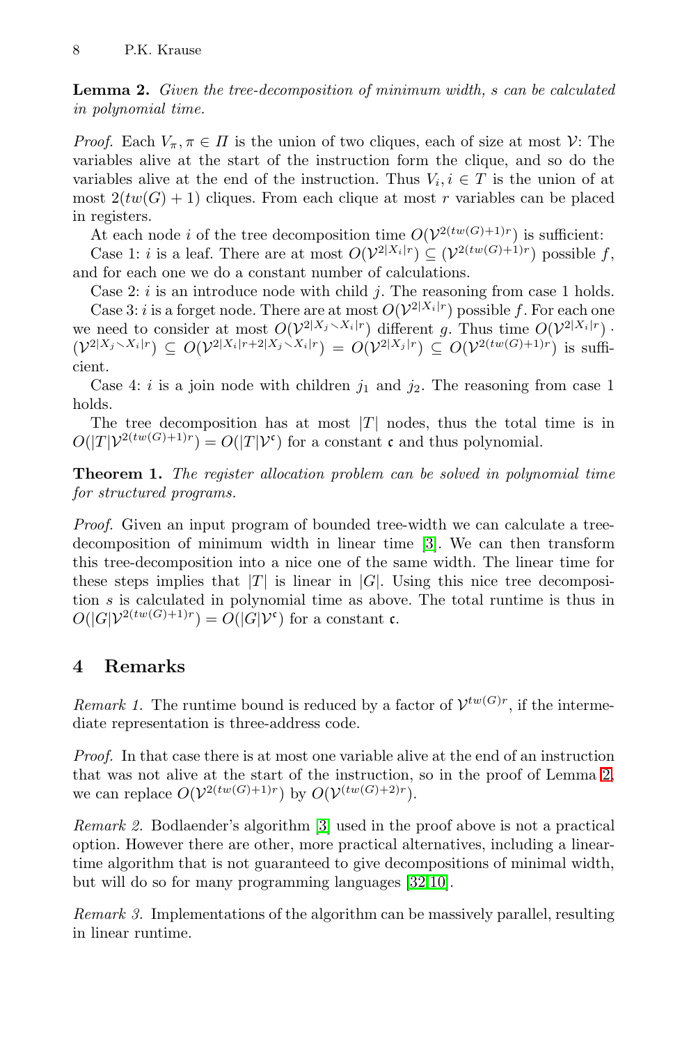**Lemma 2.** *Given the tree-decomposition of minimum width, s can be calculated in polynomial time.*

*Proof.* Each $V_\pi, \pi \in \Pi$ is the union of two cliques, each of size at most $\mathcal{V}$: The variables alive at the start of the instruction form the clique, and so do the variables alive at the end of the instruction. Thus $V_i, i \in T$ is the union of at most $2(tw(G)+1)$ cliques. From each clique at most $r$ variables can be placed in registers.

At each node $i$ of the tree decomposition time $O(\mathcal{V}^{2(tw(G)+1)r})$ is sufficient:

Case 1: $i$ is a leaf. There are at most $O(\mathcal{V}^{2|X_i|r}) \subseteq (\mathcal{V}^{2(tw(G)+1)r})$ possible $f$, and for each one we do a constant number of calculations.

Case 2: $i$ is an introduce node with child $j$. The reasoning from case 1 holds.

Case 3: $i$ is a forget node. There are at most $O(\mathcal{V}^{2|X_i|r})$ possible $f$. For each one we need to consider at most $O(\mathcal{V}^{2|X_j \setminus X_i|r})$ different $g$. Thus time $O(\mathcal{V}^{2|X_i|r}) \cdot (\mathcal{V}^{2|X_j \setminus X_i|r}) \subseteq O(\mathcal{V}^{2|X_i|r+2|X_j \setminus X_i|r}) = O(\mathcal{V}^{2|X_j|r}) \subseteq O(\mathcal{V}^{2(tw(G)+1)r})$ is sufficient.

Case 4: $i$ is a join node with children $j_1$ and $j_2$. The reasoning from case 1 holds.

The tree decomposition has at most $|T|$ nodes, thus the total time is in $O(|T|\mathcal{V}^{2(tw(G)+1)r}) = O(|T|\mathcal{V}^{\mathfrak{c}})$ for a constant $\mathfrak{c}$ and thus polynomial.

**Theorem 1.** *The register allocation problem can be solved in polynomial time for structured programs.*

*Proof.* Given an input program of bounded tree-width we can calculate a tree-decomposition of minimum width in linear time [3]. We can then transform this tree-decomposition into a nice one of the same width. The linear time for these steps implies that $|T|$ is linear in $|G|$. Using this nice tree decomposition $s$ is calculated in polynomial time as above. The total runtime is thus in $O(|G|\mathcal{V}^{2(tw(G)+1)r}) = O(|G|\mathcal{V}^{\mathfrak{c}})$ for a constant $\mathfrak{c}$.

## 4 Remarks

*Remark 1.* The runtime bound is reduced by a factor of $\mathcal{V}^{tw(G)r}$, if the intermediate representation is three-address code.

*Proof.* In that case there is at most one variable alive at the end of an instruction that was not alive at the start of the instruction, so in the proof of Lemma 2, we can replace $O(\mathcal{V}^{2(tw(G)+1)r})$ by $O(\mathcal{V}^{(tw(G)+2)r})$.

*Remark 2.* Bodlaender's algorithm [3] used in the proof above is not a practical option. However there are other, more practical alternatives, including a linear-time algorithm that is not guaranteed to give decompositions of minimal width, but will do so for many programming languages [32,10].

*Remark 3.* Implementations of the algorithm can be massively parallel, resulting in linear runtime.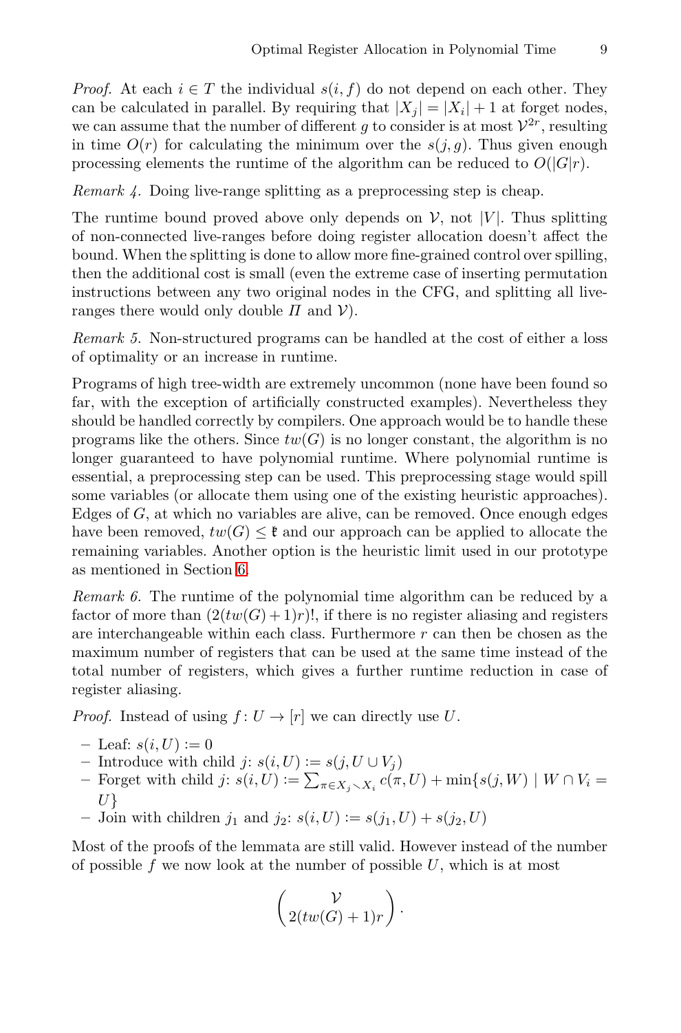*Proof.* At each $i \in T$ the individual $s(i, f)$ do not depend on each other. They can be calculated in parallel. By requiring that $|X_j| = |X_i| + 1$ at forget nodes, we can assume that the number of different $g$ to consider is at most $\mathcal{V}^{2r}$, resulting in time $O(r)$ for calculating the minimum over the $s(j, g)$. Thus given enough processing elements the runtime of the algorithm can be reduced to $O(|G|r)$.

*Remark 4.* Doing live-range splitting as a preprocessing step is cheap.

The runtime bound proved above only depends on $\mathcal{V}$, not $|V|$. Thus splitting of non-connected live-ranges before doing register allocation doesn't affect the bound. When the splitting is done to allow more fine-grained control over spilling, then the additional cost is small (even the extreme case of inserting permutation instructions between any two original nodes in the CFG, and splitting all live-ranges there would only double $\Pi$ and $\mathcal{V}$).

*Remark 5.* Non-structured programs can be handled at the cost of either a loss of optimality or an increase in runtime.

Programs of high tree-width are extremely uncommon (none have been found so far, with the exception of artificially constructed examples). Nevertheless they should be handled correctly by compilers. One approach would be to handle these programs like the others. Since $tw(G)$ is no longer constant, the algorithm is no longer guaranteed to have polynomial runtime. Where polynomial runtime is essential, a preprocessing step can be used. This preprocessing stage would spill some variables (or allocate them using one of the existing heuristic approaches). Edges of $G$, at which no variables are alive, can be removed. Once enough edges have been removed, $tw(G) \leq \mathfrak{k}$ and our approach can be applied to allocate the remaining variables. Another option is the heuristic limit used in our prototype as mentioned in Section 6.

*Remark 6.* The runtime of the polynomial time algorithm can be reduced by a factor of more than $(2(tw(G)+1)r)!$, if there is no register aliasing and registers are interchangeable within each class. Furthermore $r$ can then be chosen as the maximum number of registers that can be used at the same time instead of the total number of registers, which gives a further runtime reduction in case of register aliasing.

*Proof.* Instead of using $f \colon U \to [r]$ we can directly use $U$.

- Leaf: $s(i, U) := 0$
- Introduce with child $j$: $s(i, U) := s(j, U \cup V_j)$
- Forget with child $j$: $s(i, U) := \sum_{\pi \in X_j \setminus X_i} c(\pi, U) + \min\{s(j, W) \mid W \cap V_i = U\}$
- Join with children $j_1$ and $j_2$: $s(i, U) := s(j_1, U) + s(j_2, U)$

Most of the proofs of the lemmata are still valid. However instead of the number of possible $f$ we now look at the number of possible $U$, which is at most

$$\binom{\mathcal{V}}{2(tw(G)+1)r}.$$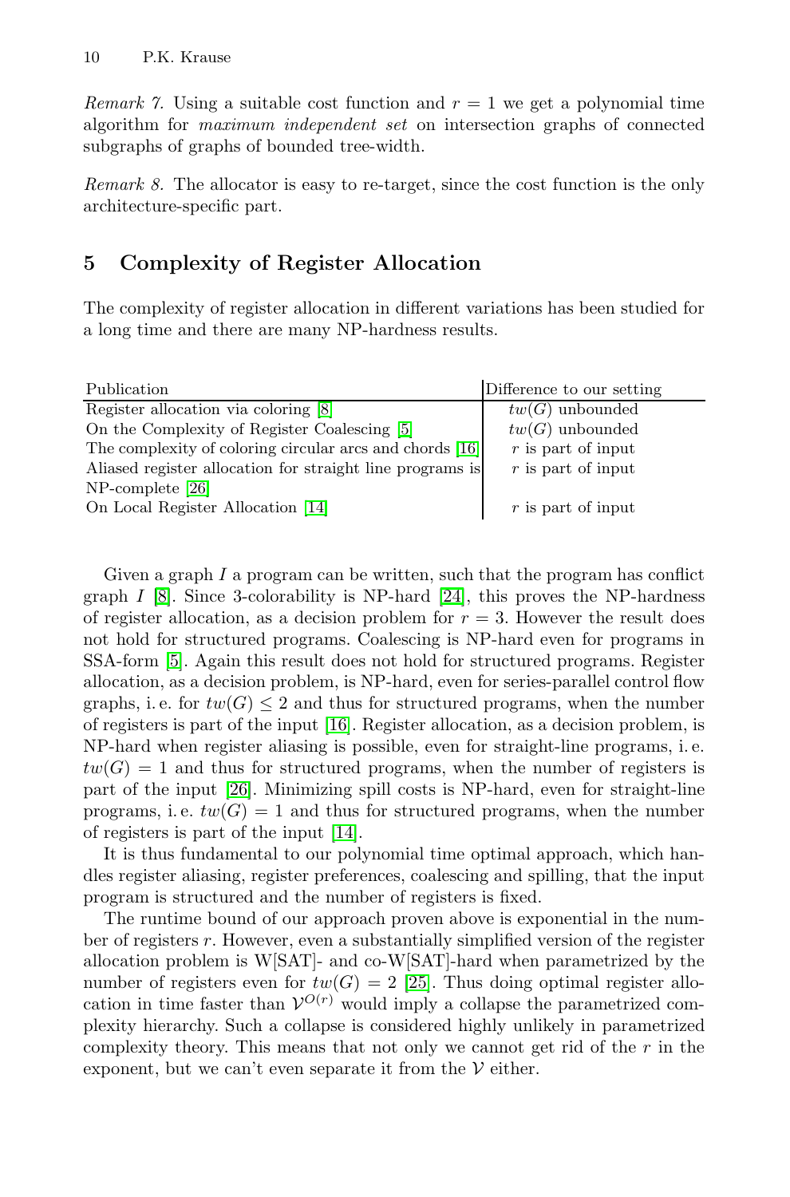*Remark 7.* Using a suitable cost function and $r = 1$ we get a polynomial time algorithm for *maximum independent set* on intersection graphs of connected subgraphs of graphs of bounded tree-width.

*Remark 8.* The allocator is easy to re-target, since the cost function is the only architecture-specific part.

## 5 Complexity of Register Allocation

The complexity of register allocation in different variations has been studied for a long time and there are many NP-hardness results.

| Publication | Difference to our setting |
|---|---|
| Register allocation via coloring [8] | $tw(G)$ unbounded |
| On the Complexity of Register Coalescing [5] | $tw(G)$ unbounded |
| The complexity of coloring circular arcs and chords [16] | $r$ is part of input |
| Aliased register allocation for straight line programs is NP-complete [26] | $r$ is part of input |
| On Local Register Allocation [14] | $r$ is part of input |

Given a graph $I$ a program can be written, such that the program has conflict graph $I$ [8]. Since 3-colorability is NP-hard [24], this proves the NP-hardness of register allocation, as a decision problem for $r = 3$. However the result does not hold for structured programs. Coalescing is NP-hard even for programs in SSA-form [5]. Again this result does not hold for structured programs. Register allocation, as a decision problem, is NP-hard, even for series-parallel control flow graphs, i. e. for $tw(G) \leq 2$ and thus for structured programs, when the number of registers is part of the input [16]. Register allocation, as a decision problem, is NP-hard when register aliasing is possible, even for straight-line programs, i. e. $tw(G) = 1$ and thus for structured programs, when the number of registers is part of the input [26]. Minimizing spill costs is NP-hard, even for straight-line programs, i. e. $tw(G) = 1$ and thus for structured programs, when the number of registers is part of the input [14].

It is thus fundamental to our polynomial time optimal approach, which handles register aliasing, register preferences, coalescing and spilling, that the input program is structured and the number of registers is fixed.

The runtime bound of our approach proven above is exponential in the number of registers $r$. However, even a substantially simplified version of the register allocation problem is W[SAT]- and co-W[SAT]-hard when parametrized by the number of registers even for $tw(G) = 2$ [25]. Thus doing optimal register allocation in time faster than $\mathcal{V}^{O(r)}$ would imply a collapse the parametrized complexity hierarchy. Such a collapse is considered highly unlikely in parametrized complexity theory. This means that not only we cannot get rid of the $r$ in the exponent, but we can't even separate it from the $\mathcal{V}$ either.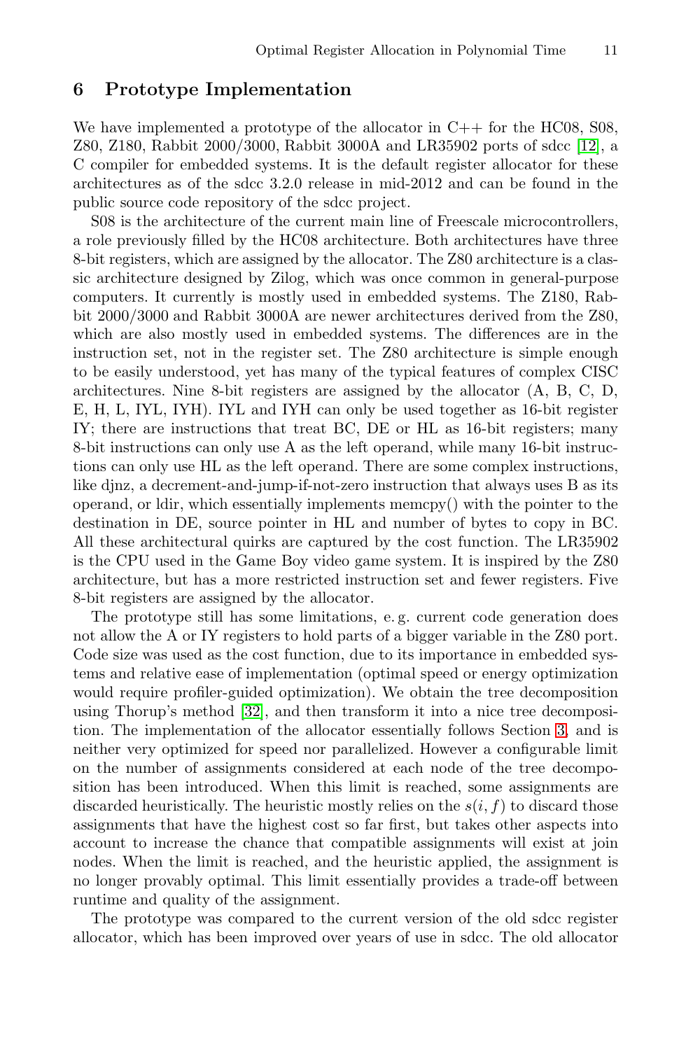## 6 Prototype Implementation

We have implemented a prototype of the allocator in C++ for the HC08, S08, Z80, Z180, Rabbit 2000/3000, Rabbit 3000A and LR35902 ports of sdcc [12], a C compiler for embedded systems. It is the default register allocator for these architectures as of the sdcc 3.2.0 release in mid-2012 and can be found in the public source code repository of the sdcc project.

S08 is the architecture of the current main line of Freescale microcontrollers, a role previously filled by the HC08 architecture. Both architectures have three 8-bit registers, which are assigned by the allocator. The Z80 architecture is a classic architecture designed by Zilog, which was once common in general-purpose computers. It currently is mostly used in embedded systems. The Z180, Rabbit 2000/3000 and Rabbit 3000A are newer architectures derived from the Z80, which are also mostly used in embedded systems. The differences are in the instruction set, not in the register set. The Z80 architecture is simple enough to be easily understood, yet has many of the typical features of complex CISC architectures. Nine 8-bit registers are assigned by the allocator (A, B, C, D, E, H, L, IYL, IYH). IYL and IYH can only be used together as 16-bit register IY; there are instructions that treat BC, DE or HL as 16-bit registers; many 8-bit instructions can only use A as the left operand, while many 16-bit instructions can only use HL as the left operand. There are some complex instructions, like djnz, a decrement-and-jump-if-not-zero instruction that always uses B as its operand, or ldir, which essentially implements memcpy() with the pointer to the destination in DE, source pointer in HL and number of bytes to copy in BC. All these architectural quirks are captured by the cost function. The LR35902 is the CPU used in the Game Boy video game system. It is inspired by the Z80 architecture, but has a more restricted instruction set and fewer registers. Five 8-bit registers are assigned by the allocator.

The prototype still has some limitations, e. g. current code generation does not allow the A or IY registers to hold parts of a bigger variable in the Z80 port. Code size was used as the cost function, due to its importance in embedded systems and relative ease of implementation (optimal speed or energy optimization would require profiler-guided optimization). We obtain the tree decomposition using Thorup's method [32], and then transform it into a nice tree decomposition. The implementation of the allocator essentially follows Section 3, and is neither very optimized for speed nor parallelized. However a configurable limit on the number of assignments considered at each node of the tree decomposition has been introduced. When this limit is reached, some assignments are discarded heuristically. The heuristic mostly relies on the $s(i, f)$ to discard those assignments that have the highest cost so far first, but takes other aspects into account to increase the chance that compatible assignments will exist at join nodes. When the limit is reached, and the heuristic applied, the assignment is no longer provably optimal. This limit essentially provides a trade-off between runtime and quality of the assignment.

The prototype was compared to the current version of the old sdcc register allocator, which has been improved over years of use in sdcc. The old allocator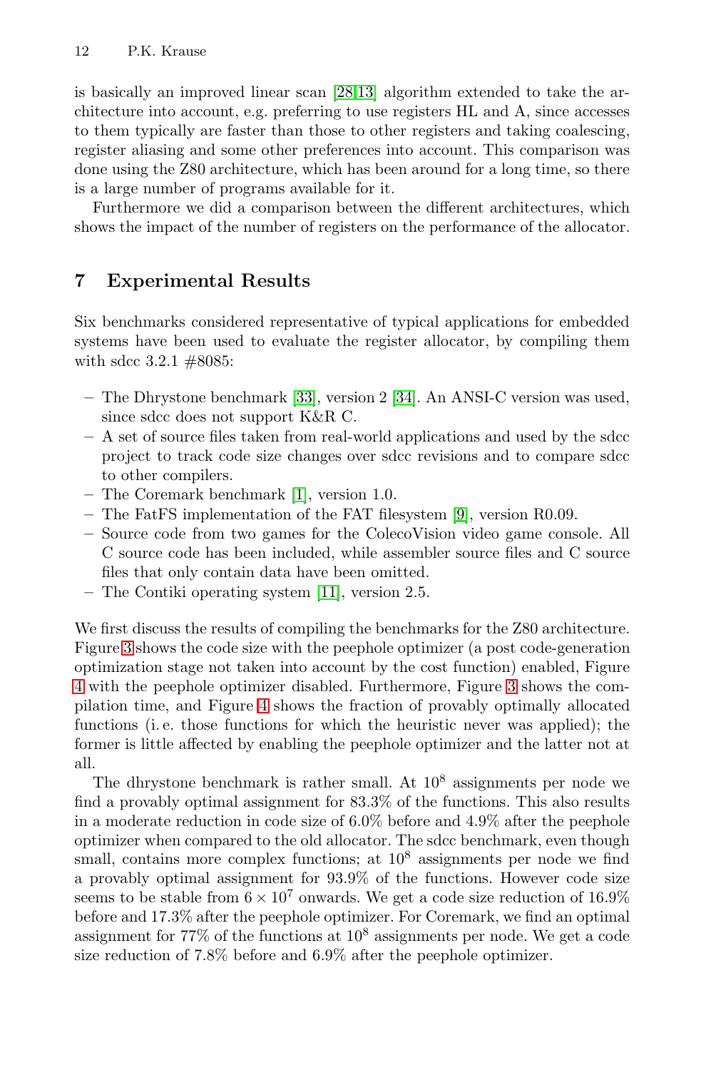is basically an improved linear scan [28,13] algorithm extended to take the architecture into account, e.g. preferring to use registers HL and A, since accesses to them typically are faster than those to other registers and taking coalescing, register aliasing and some other preferences into account. This comparison was done using the Z80 architecture, which has been around for a long time, so there is a large number of programs available for it.

Furthermore we did a comparison between the different architectures, which shows the impact of the number of registers on the performance of the allocator.

## 7 Experimental Results

Six benchmarks considered representative of typical applications for embedded systems have been used to evaluate the register allocator, by compiling them with sdcc 3.2.1 #8085:

- The Dhrystone benchmark [33], version 2 [34]. An ANSI-C version was used, since sdcc does not support K&R C.
- A set of source files taken from real-world applications and used by the sdcc project to track code size changes over sdcc revisions and to compare sdcc to other compilers.
- The Coremark benchmark [1], version 1.0.
- The FatFS implementation of the FAT filesystem [9], version R0.09.
- Source code from two games for the ColecoVision video game console. All C source code has been included, while assembler source files and C source files that only contain data have been omitted.
- The Contiki operating system [11], version 2.5.

We first discuss the results of compiling the benchmarks for the Z80 architecture. Figure 3 shows the code size with the peephole optimizer (a post code-generation optimization stage not taken into account by the cost function) enabled, Figure 4 with the peephole optimizer disabled. Furthermore, Figure 3 shows the compilation time, and Figure 4 shows the fraction of provably optimally allocated functions (i. e. those functions for which the heuristic never was applied); the former is little affected by enabling the peephole optimizer and the latter not at all.

The dhrystone benchmark is rather small. At $10^8$ assignments per node we find a provably optimal assignment for 83.3% of the functions. This also results in a moderate reduction in code size of 6.0% before and 4.9% after the peephole optimizer when compared to the old allocator. The sdcc benchmark, even though small, contains more complex functions; at $10^8$ assignments per node we find a provably optimal assignment for 93.9% of the functions. However code size seems to be stable from $6 \times 10^7$ onwards. We get a code size reduction of 16.9% before and 17.3% after the peephole optimizer. For Coremark, we find an optimal assignment for 77% of the functions at $10^8$ assignments per node. We get a code size reduction of 7.8% before and 6.9% after the peephole optimizer.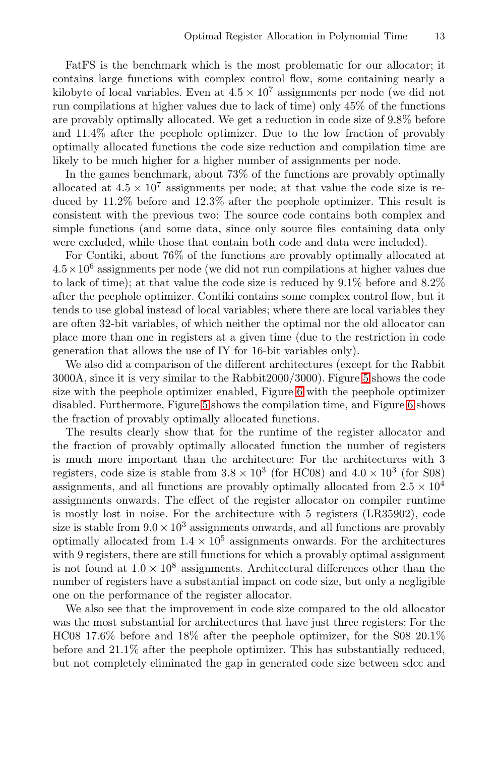FatFS is the benchmark which is the most problematic for our allocator; it contains large functions with complex control flow, some containing nearly a kilobyte of local variables. Even at $4.5 \times 10^7$ assignments per node (we did not run compilations at higher values due to lack of time) only 45% of the functions are provably optimally allocated. We get a reduction in code size of 9.8% before and 11.4% after the peephole optimizer. Due to the low fraction of provably optimally allocated functions the code size reduction and compilation time are likely to be much higher for a higher number of assignments per node.

In the games benchmark, about 73% of the functions are provably optimally allocated at $4.5 \times 10^7$ assignments per node; at that value the code size is reduced by 11.2% before and 12.3% after the peephole optimizer. This result is consistent with the previous two: The source code contains both complex and simple functions (and some data, since only source files containing data only were excluded, while those that contain both code and data were included).

For Contiki, about 76% of the functions are provably optimally allocated at $4.5 \times 10^6$ assignments per node (we did not run compilations at higher values due to lack of time); at that value the code size is reduced by 9.1% before and 8.2% after the peephole optimizer. Contiki contains some complex control flow, but it tends to use global instead of local variables; where there are local variables they are often 32-bit variables, of which neither the optimal nor the old allocator can place more than one in registers at a given time (due to the restriction in code generation that allows the use of IY for 16-bit variables only).

We also did a comparison of the different architectures (except for the Rabbit 3000A, since it is very similar to the Rabbit2000/3000). Figure 5 shows the code size with the peephole optimizer enabled, Figure 6 with the peephole optimizer disabled. Furthermore, Figure 5 shows the compilation time, and Figure 6 shows the fraction of provably optimally allocated functions.

The results clearly show that for the runtime of the register allocator and the fraction of provably optimally allocated function the number of registers is much more important than the architecture: For the architectures with 3 registers, code size is stable from $3.8 \times 10^3$ (for HC08) and $4.0 \times 10^3$ (for S08) assignments, and all functions are provably optimally allocated from $2.5 \times 10^4$ assignments onwards. The effect of the register allocator on compiler runtime is mostly lost in noise. For the architecture with 5 registers (LR35902), code size is stable from $9.0 \times 10^3$ assignments onwards, and all functions are provably optimally allocated from $1.4 \times 10^5$ assignments onwards. For the architectures with 9 registers, there are still functions for which a provably optimal assignment is not found at $1.0 \times 10^8$ assignments. Architectural differences other than the number of registers have a substantial impact on code size, but only a negligible one on the performance of the register allocator.

We also see that the improvement in code size compared to the old allocator was the most substantial for architectures that have just three registers: For the HC08 17.6% before and 18% after the peephole optimizer, for the S08 20.1% before and 21.1% after the peephole optimizer. This has substantially reduced, but not completely eliminated the gap in generated code size between sdcc and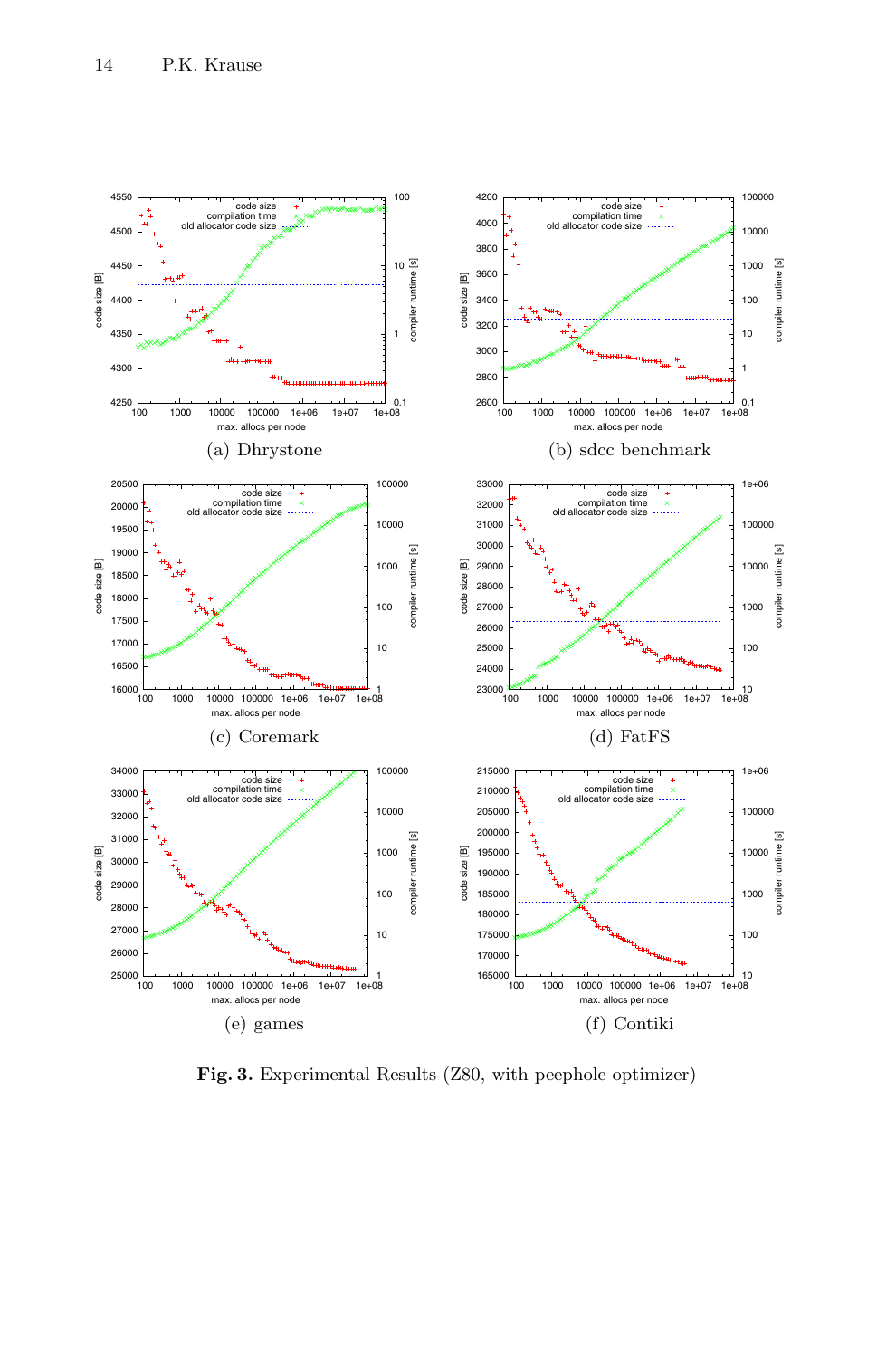(a) Dhrystone

(b) sdcc benchmark

(c) Coremark

(d) FatFS

(e) games

(f) Contiki

**Fig. 3.** Experimental Results (Z80, with peephole optimizer)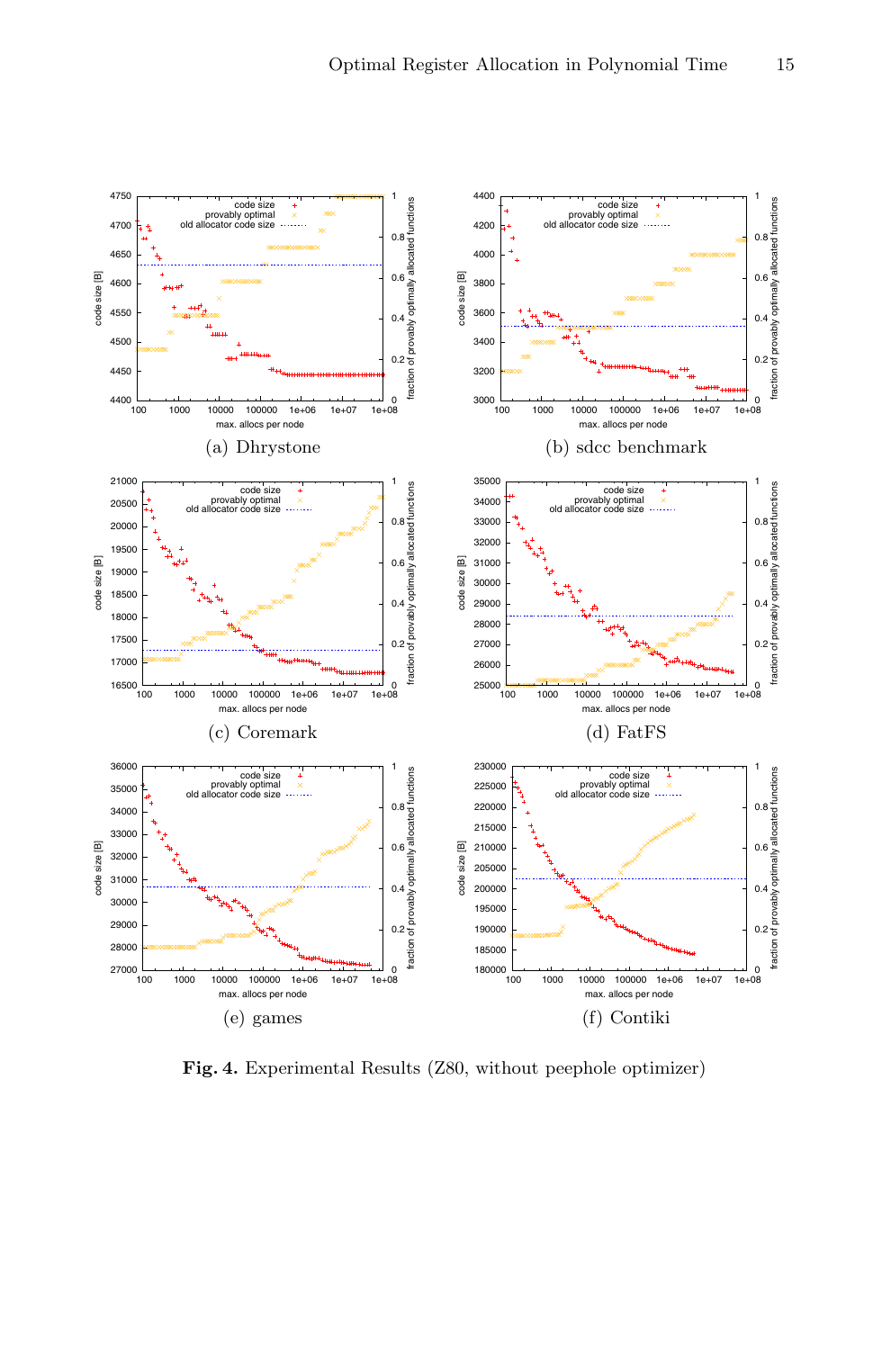(a) Dhrystone

(b) sdcc benchmark

(c) Coremark

(d) FatFS

(e) games

(f) Contiki

**Fig. 4.** Experimental Results (Z80, without peephole optimizer)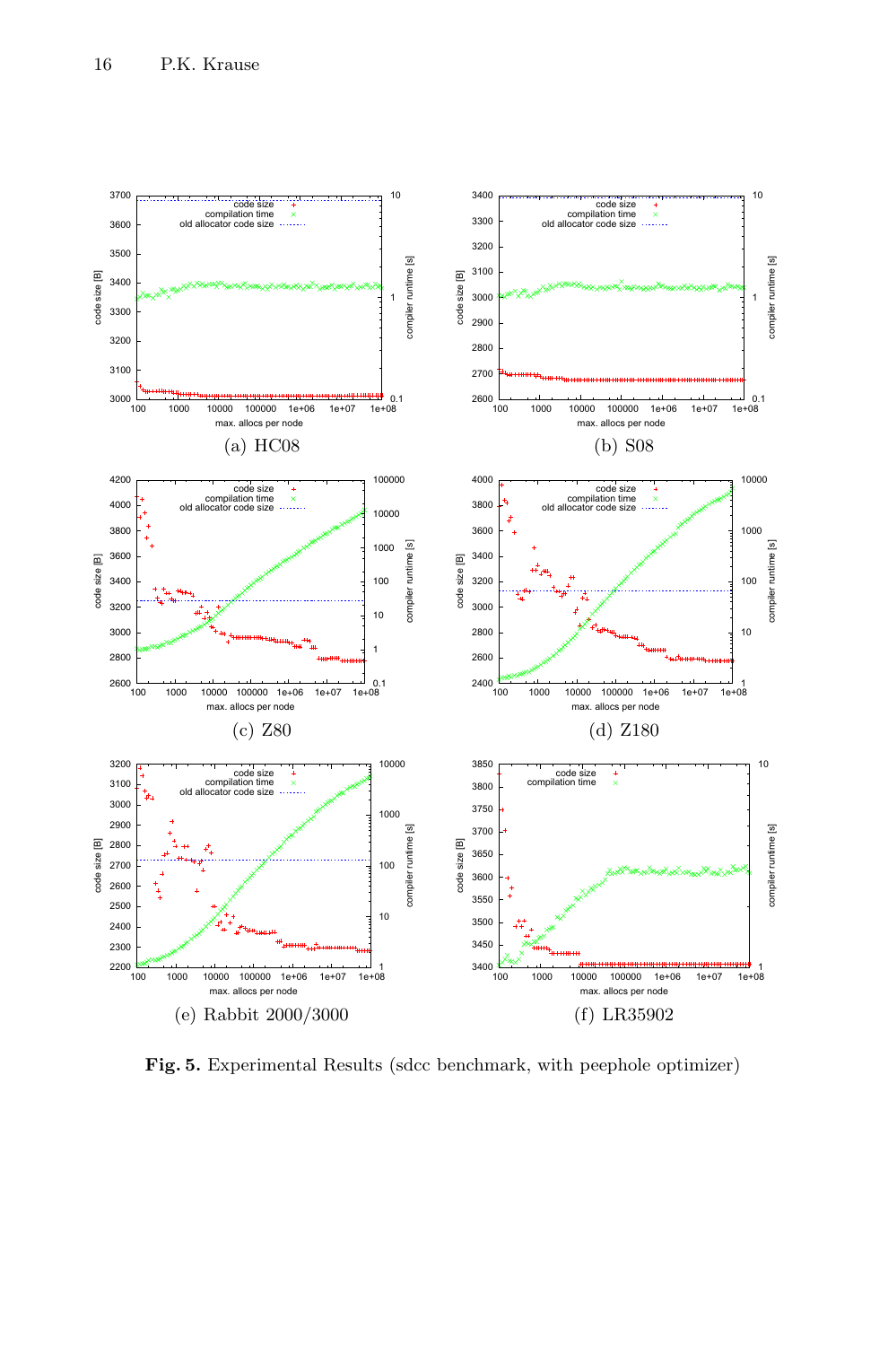(a) HC08

(b) S08

(c) Z80

(d) Z180

(e) Rabbit 2000/3000

(f) LR35902

**Fig. 5.** Experimental Results (sdcc benchmark, with peephole optimizer)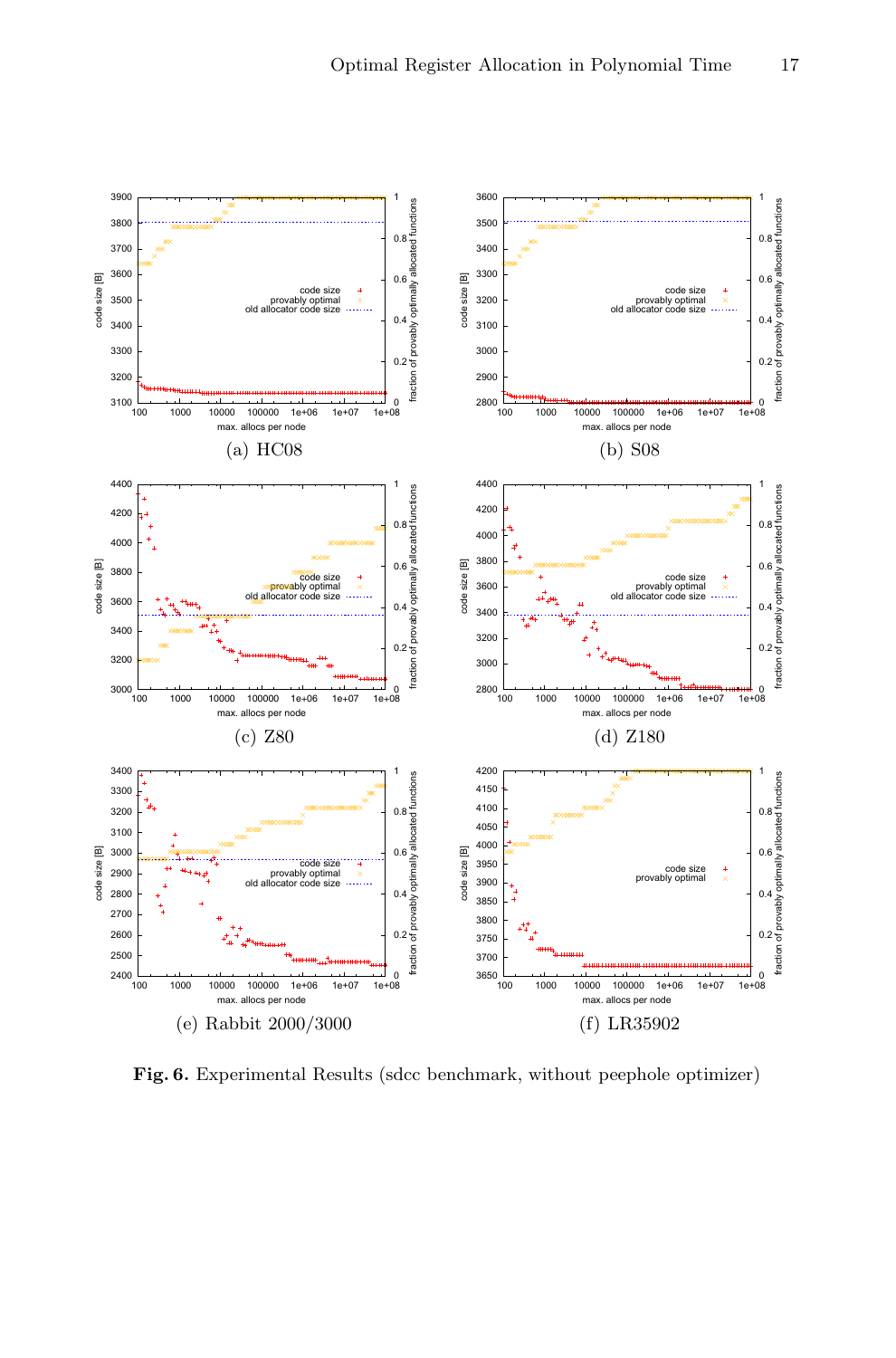(a) HC08

(b) S08

(c) Z80

(d) Z180

(e) Rabbit 2000/3000

(f) LR35902

**Fig. 6.** Experimental Results (sdcc benchmark, without peephole optimizer)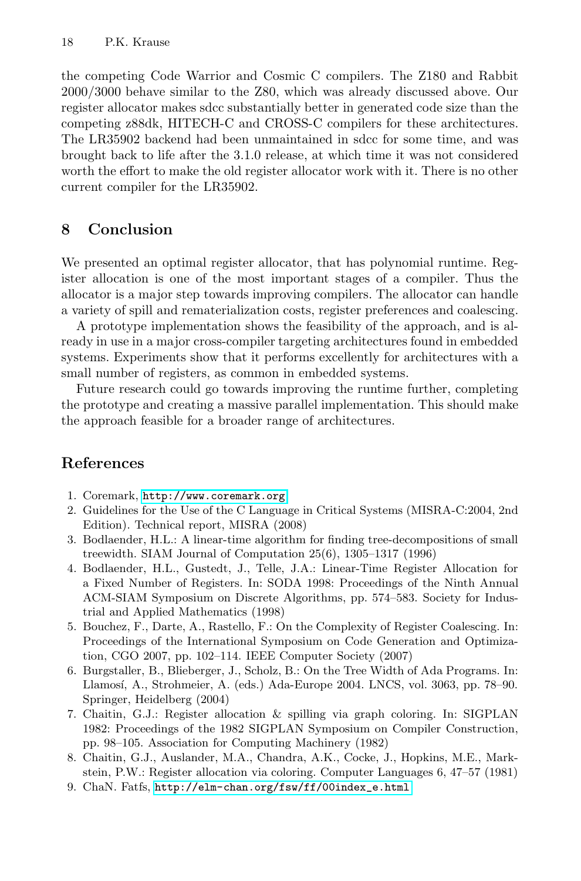the competing Code Warrior and Cosmic C compilers. The Z180 and Rabbit 2000/3000 behave similar to the Z80, which was already discussed above. Our register allocator makes sdcc substantially better in generated code size than the competing z88dk, HITECH-C and CROSS-C compilers for these architectures. The LR35902 backend had been unmaintained in sdcc for some time, and was brought back to life after the 3.1.0 release, at which time it was not considered worth the effort to make the old register allocator work with it. There is no other current compiler for the LR35902.

## 8 Conclusion

We presented an optimal register allocator, that has polynomial runtime. Register allocation is one of the most important stages of a compiler. Thus the allocator is a major step towards improving compilers. The allocator can handle a variety of spill and rematerialization costs, register preferences and coalescing.

A prototype implementation shows the feasibility of the approach, and is already in use in a major cross-compiler targeting architectures found in embedded systems. Experiments show that it performs excellently for architectures with a small number of registers, as common in embedded systems.

Future research could go towards improving the runtime further, completing the prototype and creating a massive parallel implementation. This should make the approach feasible for a broader range of architectures.

## References

1. Coremark, http://www.coremark.org
2. Guidelines for the Use of the C Language in Critical Systems (MISRA-C:2004, 2nd Edition). Technical report, MISRA (2008)
3. Bodlaender, H.L.: A linear-time algorithm for finding tree-decompositions of small treewidth. SIAM Journal of Computation 25(6), 1305–1317 (1996)
4. Bodlaender, H.L., Gustedt, J., Telle, J.A.: Linear-Time Register Allocation for a Fixed Number of Registers. In: SODA 1998: Proceedings of the Ninth Annual ACM-SIAM Symposium on Discrete Algorithms, pp. 574–583. Society for Industrial and Applied Mathematics (1998)
5. Bouchez, F., Darte, A., Rastello, F.: On the Complexity of Register Coalescing. In: Proceedings of the International Symposium on Code Generation and Optimization, CGO 2007, pp. 102–114. IEEE Computer Society (2007)
6. Burgstaller, B., Blieberger, J., Scholz, B.: On the Tree Width of Ada Programs. In: Llamosí, A., Strohmeier, A. (eds.) Ada-Europe 2004. LNCS, vol. 3063, pp. 78–90. Springer, Heidelberg (2004)
7. Chaitin, G.J.: Register allocation & spilling via graph coloring. In: SIGPLAN 1982: Proceedings of the 1982 SIGPLAN Symposium on Compiler Construction, pp. 98–105. Association for Computing Machinery (1982)
8. Chaitin, G.J., Auslander, M.A., Chandra, A.K., Cocke, J., Hopkins, M.E., Markstein, P.W.: Register allocation via coloring. Computer Languages 6, 47–57 (1981)
9. ChaN. Fatfs, http://elm-chan.org/fsw/ff/00index_e.html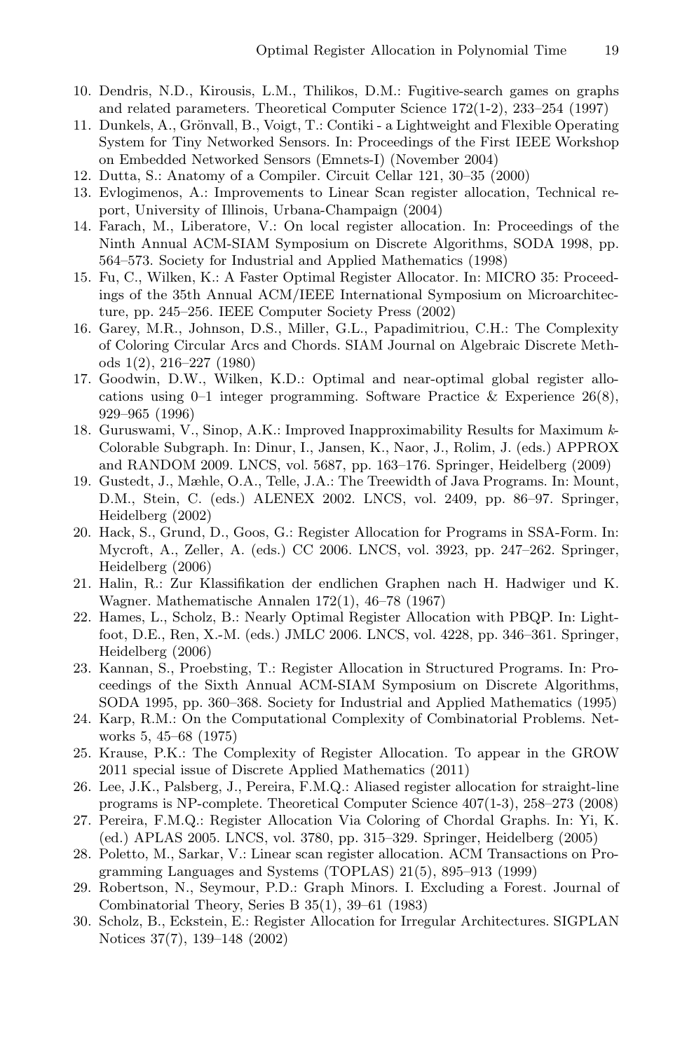10. Dendris, N.D., Kirousis, L.M., Thilikos, D.M.: Fugitive-search games on graphs and related parameters. Theoretical Computer Science 172(1-2), 233–254 (1997)
11. Dunkels, A., Grönvall, B., Voigt, T.: Contiki - a Lightweight and Flexible Operating System for Tiny Networked Sensors. In: Proceedings of the First IEEE Workshop on Embedded Networked Sensors (Emnets-I) (November 2004)
12. Dutta, S.: Anatomy of a Compiler. Circuit Cellar 121, 30–35 (2000)
13. Evlogimenos, A.: Improvements to Linear Scan register allocation, Technical report, University of Illinois, Urbana-Champaign (2004)
14. Farach, M., Liberatore, V.: On local register allocation. In: Proceedings of the Ninth Annual ACM-SIAM Symposium on Discrete Algorithms, SODA 1998, pp. 564–573. Society for Industrial and Applied Mathematics (1998)
15. Fu, C., Wilken, K.: A Faster Optimal Register Allocator. In: MICRO 35: Proceedings of the 35th Annual ACM/IEEE International Symposium on Microarchitecture, pp. 245–256. IEEE Computer Society Press (2002)
16. Garey, M.R., Johnson, D.S., Miller, G.L., Papadimitriou, C.H.: The Complexity of Coloring Circular Arcs and Chords. SIAM Journal on Algebraic Discrete Methods 1(2), 216–227 (1980)
17. Goodwin, D.W., Wilken, K.D.: Optimal and near-optimal global register allocations using 0–1 integer programming. Software Practice & Experience 26(8), 929–965 (1996)
18. Guruswami, V., Sinop, A.K.: Improved Inapproximability Results for Maximum $k$-Colorable Subgraph. In: Dinur, I., Jansen, K., Naor, J., Rolim, J. (eds.) APPROX and RANDOM 2009. LNCS, vol. 5687, pp. 163–176. Springer, Heidelberg (2009)
19. Gustedt, J., Mæhle, O.A., Telle, J.A.: The Treewidth of Java Programs. In: Mount, D.M., Stein, C. (eds.) ALENEX 2002. LNCS, vol. 2409, pp. 86–97. Springer, Heidelberg (2002)
20. Hack, S., Grund, D., Goos, G.: Register Allocation for Programs in SSA-Form. In: Mycroft, A., Zeller, A. (eds.) CC 2006. LNCS, vol. 3923, pp. 247–262. Springer, Heidelberg (2006)
21. Halin, R.: Zur Klassifikation der endlichen Graphen nach H. Hadwiger und K. Wagner. Mathematische Annalen 172(1), 46–78 (1967)
22. Hames, L., Scholz, B.: Nearly Optimal Register Allocation with PBQP. In: Lightfoot, D.E., Ren, X.-M. (eds.) JMLC 2006. LNCS, vol. 4228, pp. 346–361. Springer, Heidelberg (2006)
23. Kannan, S., Proebsting, T.: Register Allocation in Structured Programs. In: Proceedings of the Sixth Annual ACM-SIAM Symposium on Discrete Algorithms, SODA 1995, pp. 360–368. Society for Industrial and Applied Mathematics (1995)
24. Karp, R.M.: On the Computational Complexity of Combinatorial Problems. Networks 5, 45–68 (1975)
25. Krause, P.K.: The Complexity of Register Allocation. To appear in the GROW 2011 special issue of Discrete Applied Mathematics (2011)
26. Lee, J.K., Palsberg, J., Pereira, F.M.Q.: Aliased register allocation for straight-line programs is NP-complete. Theoretical Computer Science 407(1-3), 258–273 (2008)
27. Pereira, F.M.Q.: Register Allocation Via Coloring of Chordal Graphs. In: Yi, K. (ed.) APLAS 2005. LNCS, vol. 3780, pp. 315–329. Springer, Heidelberg (2005)
28. Poletto, M., Sarkar, V.: Linear scan register allocation. ACM Transactions on Programming Languages and Systems (TOPLAS) 21(5), 895–913 (1999)
29. Robertson, N., Seymour, P.D.: Graph Minors. I. Excluding a Forest. Journal of Combinatorial Theory, Series B 35(1), 39–61 (1983)
30. Scholz, B., Eckstein, E.: Register Allocation for Irregular Architectures. SIGPLAN Notices 37(7), 139–148 (2002)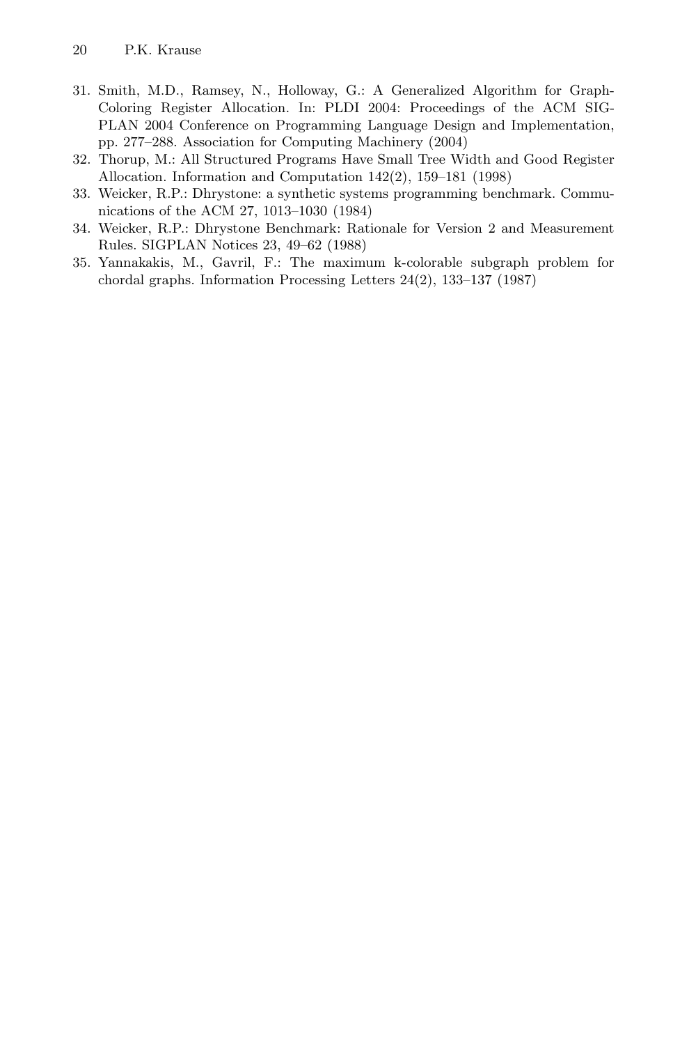31. Smith, M.D., Ramsey, N., Holloway, G.: A Generalized Algorithm for Graph-Coloring Register Allocation. In: PLDI 2004: Proceedings of the ACM SIGPLAN 2004 Conference on Programming Language Design and Implementation, pp. 277–288. Association for Computing Machinery (2004)
32. Thorup, M.: All Structured Programs Have Small Tree Width and Good Register Allocation. Information and Computation 142(2), 159–181 (1998)
33. Weicker, R.P.: Dhrystone: a synthetic systems programming benchmark. Communications of the ACM 27, 1013–1030 (1984)
34. Weicker, R.P.: Dhrystone Benchmark: Rationale for Version 2 and Measurement Rules. SIGPLAN Notices 23, 49–62 (1988)
35. Yannakakis, M., Gavril, F.: The maximum k-colorable subgraph problem for chordal graphs. Information Processing Letters 24(2), 133–137 (1987)